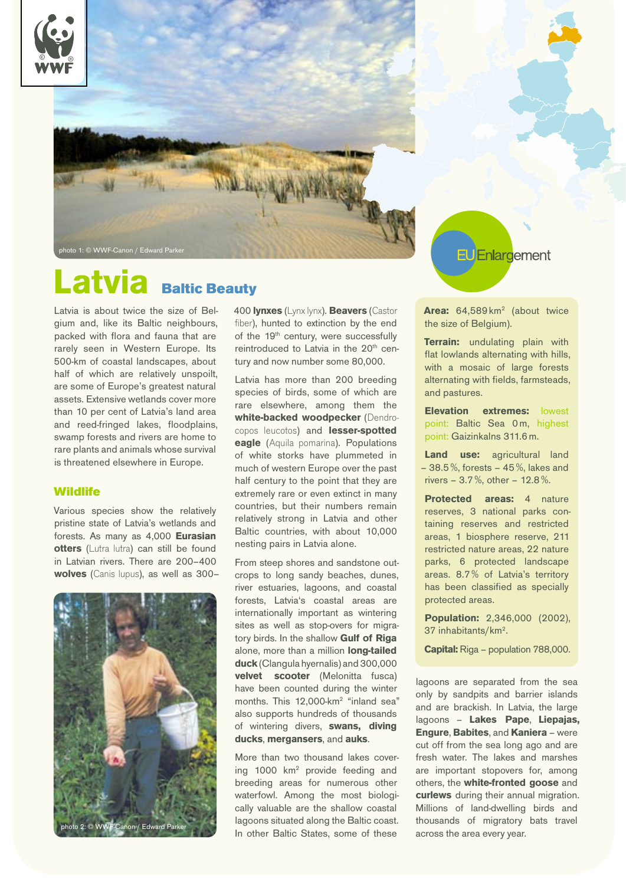photo 1: © WWF-Canon / Edward Parker

EU Enlargement

# Latvia

## Baltic Beauty

Latvia is about twice the size of Belgium and, like its Baltic neighbours, packed with flora and fauna that are rarely seen in Western Europe. Its 500-km of coastal landscapes, about half of which are relatively unspoilt, are some of Europe's greatest natural assets. Extensive wetlands cover more than 10 per cent of Latvia's land area and reed-fringed lakes, floodplains, swamp forests and rivers are home to rare plants and animals whose survival is threatened elsewhere in Europe.

### Wildlife

Various species show the relatively pristine state of Latvia's wetlands and forests. As many as 4,000 **Eurasian otters** (Lutra lutra) can still be found in Latvian rivers. There are 200–400 **wolves** (Canis lupus), as well as 300–400 **lynxes** (Lynx lynx). **Beavers** (Castor fiber), hunted to extinction by the end of the 19th century, were successfully reintroduced to Latvia in the 20th century and now number some 80,000.

photo 2: © WWF-Canon / Edward Parker

Latvia has more than 200 breeding species of birds, some of which are rare elsewhere, among them the **white-backed woodpecker** (Dendrocopos leucotos) and **lesser-spotted eagle** (Aquila pomarina). Populations of white storks have plummeted in much of western Europe over the past half century to the point that they are extremely rare or even extinct in many countries, but their numbers remain relatively strong in Latvia and other Baltic countries, with about 10,000 nesting pairs in Latvia alone.

From steep shores and sandstone outcrops to long sandy beaches, dunes, river estuaries, lagoons, and coastal forests, Latvia's coastal areas are internationally important as wintering sites as well as stop-overs for migratory birds. In the shallow **Gulf of Riga** alone, more than a million **long-tailed duck** (Clangula hyernalis) and 300,000 **velvet scooter** (Melonitta fusca) have been counted during the winter months. This 12,000-km² "inland sea" also supports hundreds of thousands of wintering divers, **swans, diving ducks**, **mergansers**, and **auks**.

More than two thousand lakes covering 1000 km² provide feeding and breeding areas for numerous other waterfowl. Among the most biologically valuable are the shallow coastal lagoons situated along the Baltic coast. In other Baltic States, some of these lagoons are separated from the sea only by sandpits and barrier islands and are brackish. In Latvia, the large lagoons – **Lakes Pape**, **Liepajas, Engure**, **Babites**, and **Kaniera** – were cut off from the sea long ago and are fresh water. The lakes and marshes are important stopovers for, among others, the **white-fronted goose** and **curlews** during their annual migration. Millions of land-dwelling birds and thousands of migratory bats travel across the area every year.

---

**Area:** 64,589 km² (about twice the size of Belgium).

**Terrain:** undulating plain with flat lowlands alternating with hills, with a mosaic of large forests alternating with fields, farmsteads, and pastures.

**Elevation extremes:** lowest point: Baltic Sea 0 m, highest point: Gaizinkalns 311.6 m.

**Land use:** agricultural land – 38.5 %, forests – 45 %, lakes and rivers – 3.7 %, other – 12.8 %.

**Protected areas:** 4 nature reserves, 3 national parks containing reserves and restricted areas, 1 biosphere reserve, 211 restricted nature areas, 22 nature parks, 6 protected landscape areas. 8.7 % of Latvia's territory has been classified as specially protected areas.

**Population:** 2,346,000 (2002), 37 inhabitants/km².

**Capital:** Riga – population 788,000.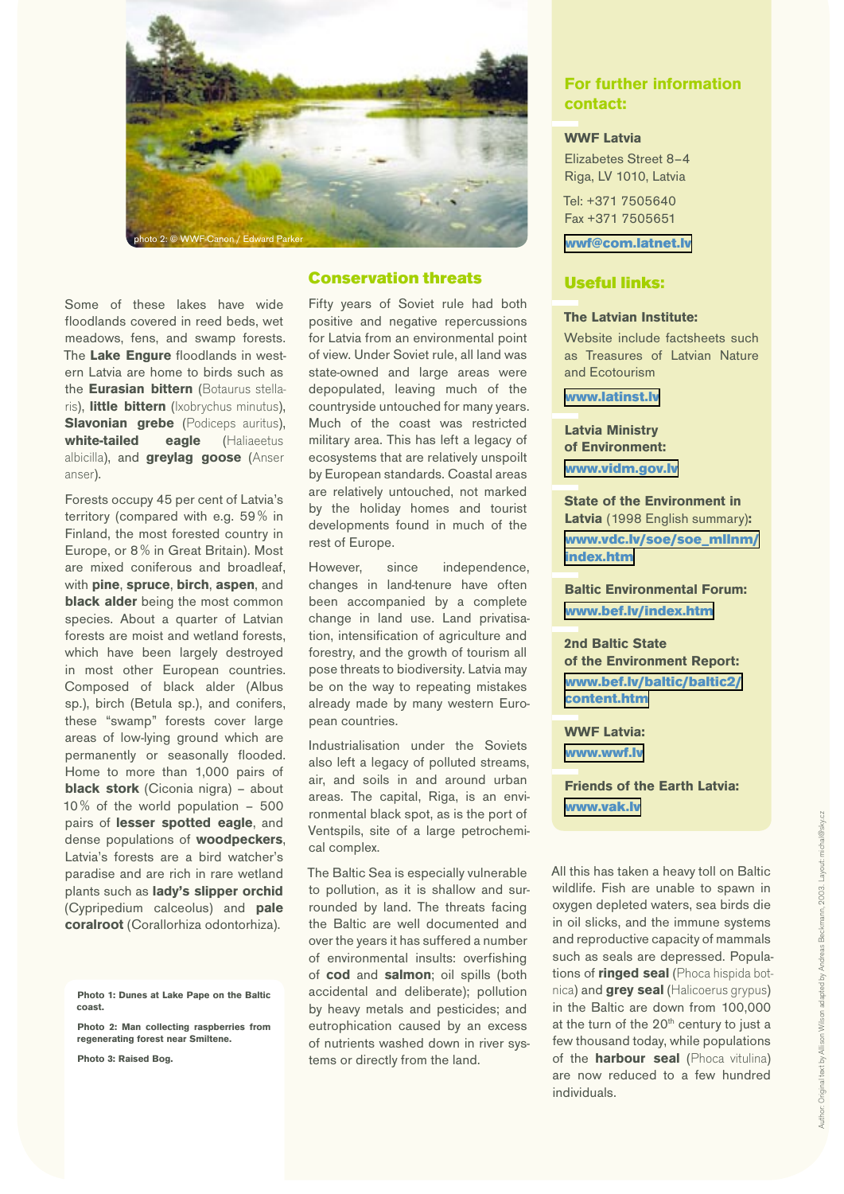photo 2: © WWF-Canon / Edward Parker

Some of these lakes have wide floodlands covered in reed beds, wet meadows, fens, and swamp forests. The **Lake Engure** floodlands in western Latvia are home to birds such as the **Eurasian bittern** (Botaurus stellaris), **little bittern** (Ixobrychus minutus), **Slavonian grebe** (Podiceps auritus), **white-tailed eagle** (Haliaeetus albicilla), and **greylag goose** (Anser anser).

Forests occupy 45 per cent of Latvia's territory (compared with e.g. 59% in Finland, the most forested country in Europe, or 8% in Great Britain). Most are mixed coniferous and broadleaf, with **pine**, **spruce**, **birch**, **aspen**, and **black alder** being the most common species. About a quarter of Latvian forests are moist and wetland forests, which have been largely destroyed in most other European countries. Composed of black alder (Albus sp.), birch (Betula sp.), and conifers, these "swamp" forests cover large areas of low-lying ground which are permanently or seasonally flooded. Home to more than 1,000 pairs of **black stork** (Ciconia nigra) – about 10% of the world population – 500 pairs of **lesser spotted eagle**, and dense populations of **woodpeckers**, Latvia's forests are a bird watcher's paradise and are rich in rare wetland plants such as **lady's slipper orchid** (Cypripedium calceolus) and **pale coralroot** (Corallorhiza odontorhiza).

**Photo 1: Dunes at Lake Pape on the Baltic coast.**

**Photo 2: Man collecting raspberries from regenerating forest near Smiltene.**

**Photo 3: Raised Bog.**

## Conservation threats

Fifty years of Soviet rule had both positive and negative repercussions for Latvia from an environmental point of view. Under Soviet rule, all land was state-owned and large areas were depopulated, leaving much of the countryside untouched for many years. Much of the coast was restricted military area. This has left a legacy of ecosystems that are relatively unspoilt by European standards. Coastal areas are relatively untouched, not marked by the holiday homes and tourist developments found in much of the rest of Europe.

However, since independence, changes in land-tenure have often been accompanied by a complete change in land use. Land privatisation, intensification of agriculture and forestry, and the growth of tourism all pose threats to biodiversity. Latvia may be on the way to repeating mistakes already made by many western European countries.

Industrialisation under the Soviets also left a legacy of polluted streams, air, and soils in and around urban areas. The capital, Riga, is an environmental black spot, as is the port of Ventspils, site of a large petrochemical complex.

The Baltic Sea is especially vulnerable to pollution, as it is shallow and surrounded by land. The threats facing the Baltic are well documented and over the years it has suffered a number of environmental insults: overfishing of **cod** and **salmon**; oil spills (both accidental and deliberate); pollution by heavy metals and pesticides; and eutrophication caused by an excess of nutrients washed down in river systems or directly from the land.

All this has taken a heavy toll on Baltic wildlife. Fish are unable to spawn in oxygen depleted waters, sea birds die in oil slicks, and the immune systems and reproductive capacity of mammals such as seals are depressed. Populations of **ringed seal** (Phoca hispida botnica) and **grey seal** (Halicoerus grypus) in the Baltic are down from 100,000 at the turn of the 20th century to just a few thousand today, while populations of the **harbour seal** (Phoca vitulina) are now reduced to a few hundred individuals.

## For further information contact:

**WWF Latvia**
Elizabetes Street 8–4
Riga, LV 1010, Latvia

Tel: +371 7505640
Fax +371 7505651

wwf@com.latnet.lv

## Useful links:

**The Latvian Institute:**
Website include factsheets such as Treasures of Latvian Nature and Ecotourism
www.latinst.lv

**Latvia Ministry of Environment:**
www.vidm.gov.lv

**State of the Environment in Latvia** (1998 English summary)**:**
www.vdc.lv/soe/soe_mlnm/index.htm

**Baltic Environmental Forum:**
www.bef.lv/index.htm

**2nd Baltic State of the Environment Report:**
www.bef.lv/baltic/baltic2/content.htm

**WWF Latvia:**
www.wwf.lv

**Friends of the Earth Latvia:**
www.vak.lv

Author: Original text by Allison Wilson adapted by Andreas Beckmann, 2003. Layout: michal@sky.cz